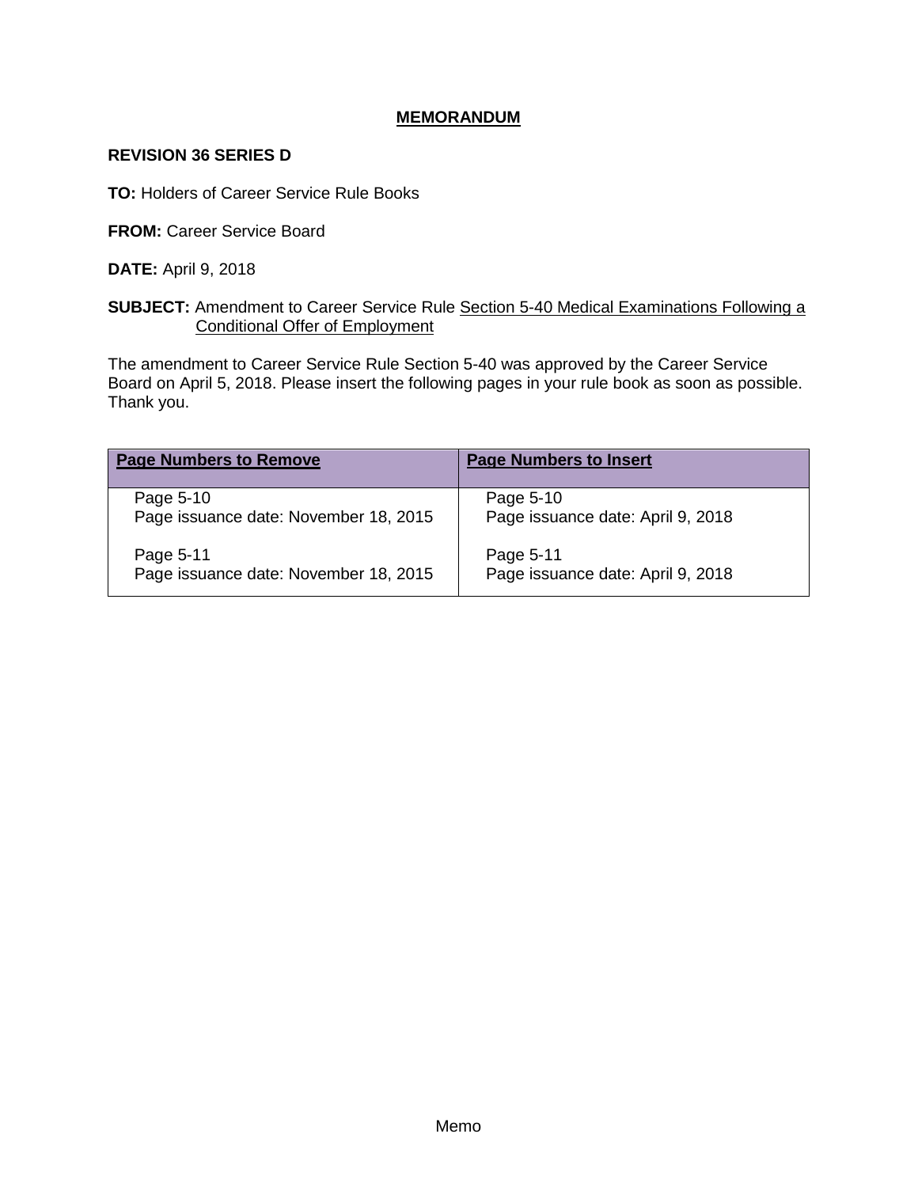# MEMORANDUM

**REVISION 36 SERIES D**

**TO:** Holders of Career Service Rule Books

**FROM:** Career Service Board

**DATE:** April 9, 2018

**SUBJECT:** Amendment to Career Service Rule Section 5-40 Medical Examinations Following a Conditional Offer of Employment

The amendment to Career Service Rule Section 5-40 was approved by the Career Service Board on April 5, 2018. Please insert the following pages in your rule book as soon as possible. Thank you.

| Page Numbers to Remove | Page Numbers to Insert |
|---|---|
| Page 5-10<br>Page issuance date: November 18, 2015 | Page 5-10<br>Page issuance date: April 9, 2018 |
| Page 5-11<br>Page issuance date: November 18, 2015 | Page 5-11<br>Page issuance date: April 9, 2018 |

Memo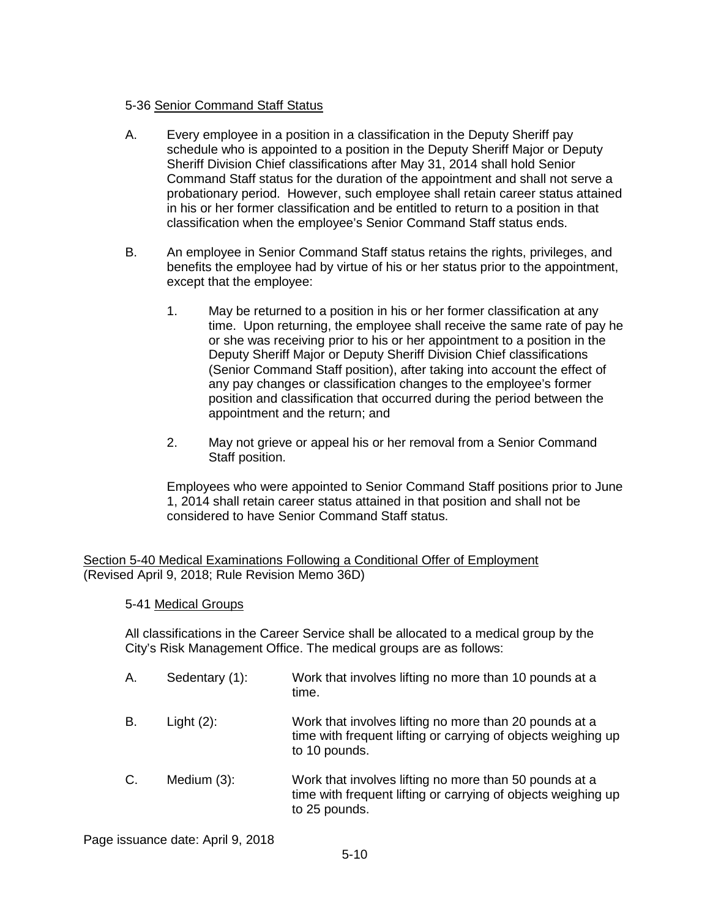5-36 Senior Command Staff Status

A. Every employee in a position in a classification in the Deputy Sheriff pay schedule who is appointed to a position in the Deputy Sheriff Major or Deputy Sheriff Division Chief classifications after May 31, 2014 shall hold Senior Command Staff status for the duration of the appointment and shall not serve a probationary period. However, such employee shall retain career status attained in his or her former classification and be entitled to return to a position in that classification when the employee's Senior Command Staff status ends.

B. An employee in Senior Command Staff status retains the rights, privileges, and benefits the employee had by virtue of his or her status prior to the appointment, except that the employee:

   1. May be returned to a position in his or her former classification at any time. Upon returning, the employee shall receive the same rate of pay he or she was receiving prior to his or her appointment to a position in the Deputy Sheriff Major or Deputy Sheriff Division Chief classifications (Senior Command Staff position), after taking into account the effect of any pay changes or classification changes to the employee's former position and classification that occurred during the period between the appointment and the return; and

   2. May not grieve or appeal his or her removal from a Senior Command Staff position.

   Employees who were appointed to Senior Command Staff positions prior to June 1, 2014 shall retain career status attained in that position and shall not be considered to have Senior Command Staff status.

## Section 5-40 Medical Examinations Following a Conditional Offer of Employment
(Revised April 9, 2018; Rule Revision Memo 36D)

5-41 Medical Groups

All classifications in the Career Service shall be allocated to a medical group by the City's Risk Management Office. The medical groups are as follows:

A. Sedentary (1): Work that involves lifting no more than 10 pounds at a time.

B. Light (2): Work that involves lifting no more than 20 pounds at a time with frequent lifting or carrying of objects weighing up to 10 pounds.

C. Medium (3): Work that involves lifting no more than 50 pounds at a time with frequent lifting or carrying of objects weighing up to 25 pounds.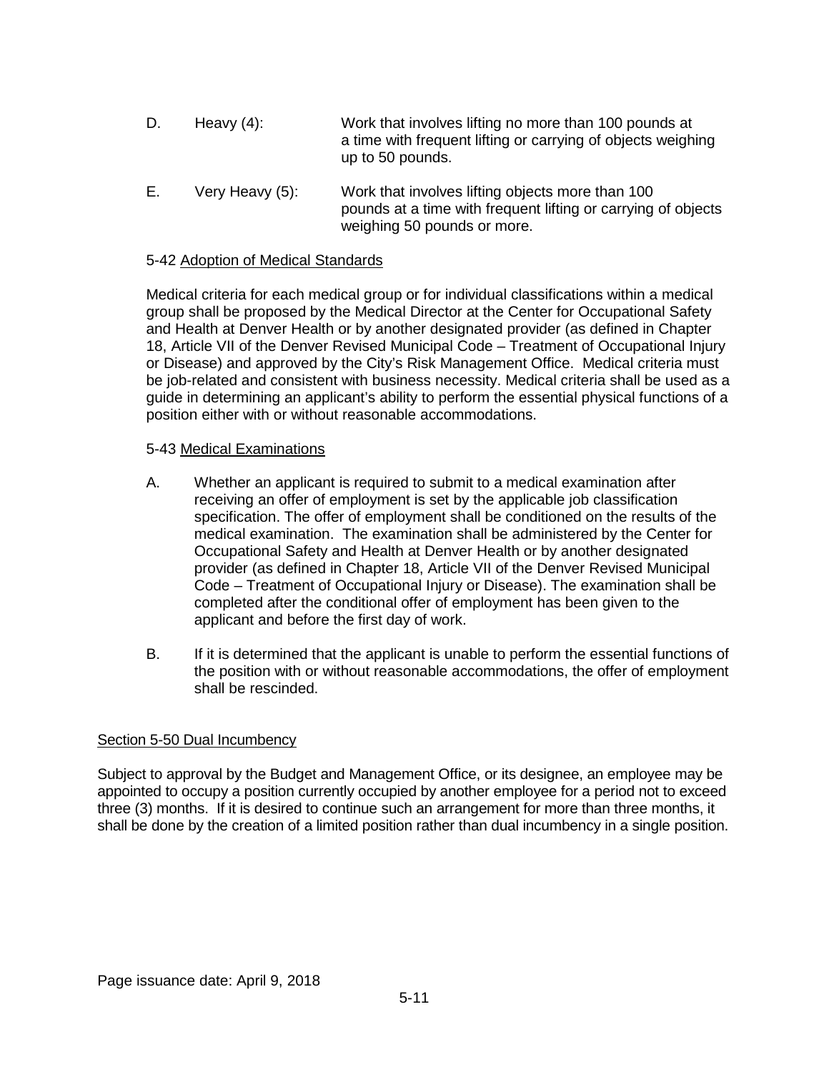D. Heavy (4): Work that involves lifting no more than 100 pounds at a time with frequent lifting or carrying of objects weighing up to 50 pounds.

E. Very Heavy (5): Work that involves lifting objects more than 100 pounds at a time with frequent lifting or carrying of objects weighing 50 pounds or more.

5-42 Adoption of Medical Standards

Medical criteria for each medical group or for individual classifications within a medical group shall be proposed by the Medical Director at the Center for Occupational Safety and Health at Denver Health or by another designated provider (as defined in Chapter 18, Article VII of the Denver Revised Municipal Code – Treatment of Occupational Injury or Disease) and approved by the City's Risk Management Office. Medical criteria must be job-related and consistent with business necessity. Medical criteria shall be used as a guide in determining an applicant's ability to perform the essential physical functions of a position either with or without reasonable accommodations.

5-43 Medical Examinations

A. Whether an applicant is required to submit to a medical examination after receiving an offer of employment is set by the applicable job classification specification. The offer of employment shall be conditioned on the results of the medical examination. The examination shall be administered by the Center for Occupational Safety and Health at Denver Health or by another designated provider (as defined in Chapter 18, Article VII of the Denver Revised Municipal Code – Treatment of Occupational Injury or Disease). The examination shall be completed after the conditional offer of employment has been given to the applicant and before the first day of work.

B. If it is determined that the applicant is unable to perform the essential functions of the position with or without reasonable accommodations, the offer of employment shall be rescinded.

## Section 5-50 Dual Incumbency

Subject to approval by the Budget and Management Office, or its designee, an employee may be appointed to occupy a position currently occupied by another employee for a period not to exceed three (3) months. If it is desired to continue such an arrangement for more than three months, it shall be done by the creation of a limited position rather than dual incumbency in a single position.

Page issuance date: April 9, 2018